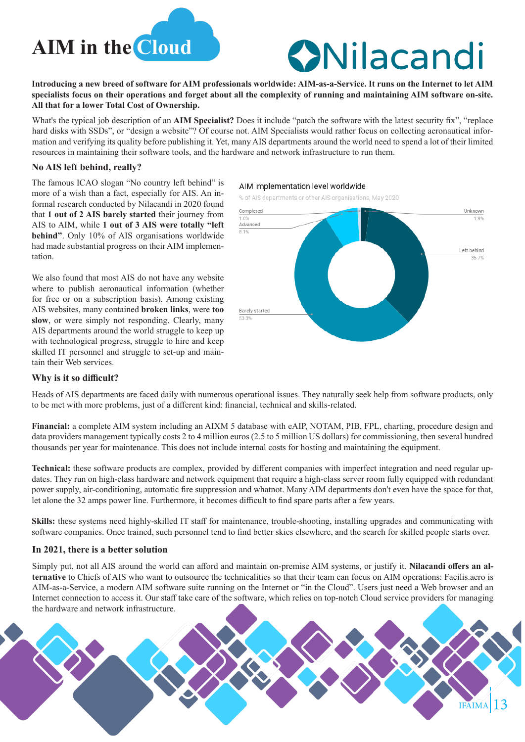# AIM in the Cloud

Nilacandi

**Introducing a new breed of software for AIM professionals worldwide: AIM-as-a-Service. It runs on the Internet to let AIM specialists focus on their operations and forget about all the complexity of running and maintaining AIM software on-site. All that for a lower Total Cost of Ownership.**

What's the typical job description of an **AIM Specialist?** Does it include "patch the software with the latest security fix", "replace hard disks with SSDs", or "design a website"? Of course not. AIM Specialists would rather focus on collecting aeronautical information and verifying its quality before publishing it. Yet, many AIS departments around the world need to spend a lot of their limited resources in maintaining their software tools, and the hardware and network infrastructure to run them.

## No AIS left behind, really?

The famous ICAO slogan "No country left behind" is more of a wish than a fact, especially for AIS. An informal research conducted by Nilacandi in 2020 found that **1 out of 2 AIS barely started** their journey from AIS to AIM, while **1 out of 3 AIS were totally "left behind"**. Only 10% of AIS organisations worldwide had made substantial progress on their AIM implementation.

AIM implementation level worldwide

% of AIS departments or other AIS organisations, May 2020

| Level | % |
|---|---|
| Completed | 1.0% |
| Advanced | 8.1% |
| Unknown | 1.9% |
| Left behind | 35.7% |
| Barely started | 53.3% |

We also found that most AIS do not have any website where to publish aeronautical information (whether for free or on a subscription basis). Among existing AIS websites, many contained **broken links**, were **too slow**, or were simply not responding. Clearly, many AIS departments around the world struggle to keep up with technological progress, struggle to hire and keep skilled IT personnel and struggle to set-up and maintain their Web services.

## Why is it so difficult?

Heads of AIS departments are faced daily with numerous operational issues. They naturally seek help from software products, only to be met with more problems, just of a different kind: financial, technical and skills-related.

**Financial:** a complete AIM system including an AIXM 5 database with eAIP, NOTAM, PIB, FPL, charting, procedure design and data providers management typically costs 2 to 4 million euros (2.5 to 5 million US dollars) for commissioning, then several hundred thousands per year for maintenance. This does not include internal costs for hosting and maintaining the equipment.

**Technical:** these software products are complex, provided by different companies with imperfect integration and need regular updates. They run on high-class hardware and network equipment that require a high-class server room fully equipped with redundant power supply, air-conditioning, automatic fire suppression and whatnot. Many AIM departments don't even have the space for that, let alone the 32 amps power line. Furthermore, it becomes difficult to find spare parts after a few years.

**Skills:** these systems need highly-skilled IT staff for maintenance, trouble-shooting, installing upgrades and communicating with software companies. Once trained, such personnel tend to find better skies elsewhere, and the search for skilled people starts over.

## In 2021, there is a better solution

Simply put, not all AIS around the world can afford and maintain on-premise AIM systems, or justify it. **Nilacandi offers an alternative** to Chiefs of AIS who want to outsource the technicalities so that their team can focus on AIM operations: Facilis.aero is AIM-as-a-Service, a modern AIM software suite running on the Internet or "in the Cloud". Users just need a Web browser and an Internet connection to access it. Our staff take care of the software, which relies on top-notch Cloud service providers for managing the hardware and network infrastructure.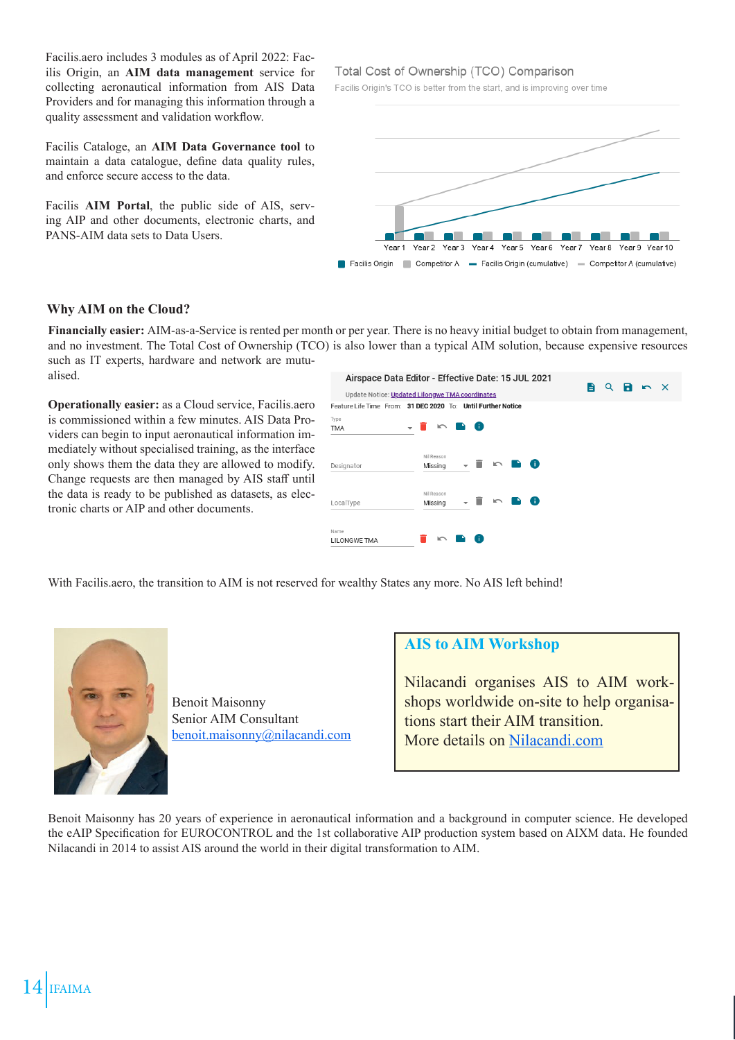Facilis.aero includes 3 modules as of April 2022: Facilis Origin, an **AIM data management** service for collecting aeronautical information from AIS Data Providers and for managing this information through a quality assessment and validation workflow.

Facilis Cataloge, an **AIM Data Governance tool** to maintain a data catalogue, define data quality rules, and enforce secure access to the data.

Facilis **AIM Portal**, the public side of AIS, serving AIP and other documents, electronic charts, and PANS-AIM data sets to Data Users.

Total Cost of Ownership (TCO) Comparison

Facilis Origin's TCO is better from the start, and is improving over time

Year 1 Year 2 Year 3 Year 4 Year 5 Year 6 Year 7 Year 8 Year 9 Year 10

Facilis Origin — Competitor A — Facilis Origin (cumulative) — Competitor A (cumulative)

### Why AIM on the Cloud?

**Financially easier:** AIM-as-a-Service is rented per month or per year. There is no heavy initial budget to obtain from management, and no investment. The Total Cost of Ownership (TCO) is also lower than a typical AIM solution, because expensive resources such as IT experts, hardware and network are mutualised.

**Operationally easier:** as a Cloud service, Facilis.aero is commissioned within a few minutes. AIS Data Providers can begin to input aeronautical information immediately without specialised training, as the interface only shows them the data they are allowed to modify. Change requests are then managed by AIS staff until the data is ready to be published as datasets, as electronic charts or AIP and other documents.

Airspace Data Editor - Effective Date: 15 JUL 2021

Update Notice: Updated Lilongwe TMA coordinates

Feature Life Time From: 31 DEC 2020 To: Until Further Notice

Type: TMA

Designator — Nil Reason: Missing

LocalType — Nil Reason: Missing

Name: LILONGWE TMA

With Facilis.aero, the transition to AIM is not reserved for wealthy States any more. No AIS left behind!

Benoit Maisonny
Senior AIM Consultant
benoit.maisonny@nilacandi.com

**AIS to AIM Workshop**

Nilacandi organises AIS to AIM workshops worldwide on-site to help organisations start their AIM transition.
More details on Nilacandi.com

Benoit Maisonny has 20 years of experience in aeronautical information and a background in computer science. He developed the eAIP Specification for EUROCONTROL and the 1st collaborative AIP production system based on AIXM data. He founded Nilacandi in 2014 to assist AIS around the world in their digital transformation to AIM.